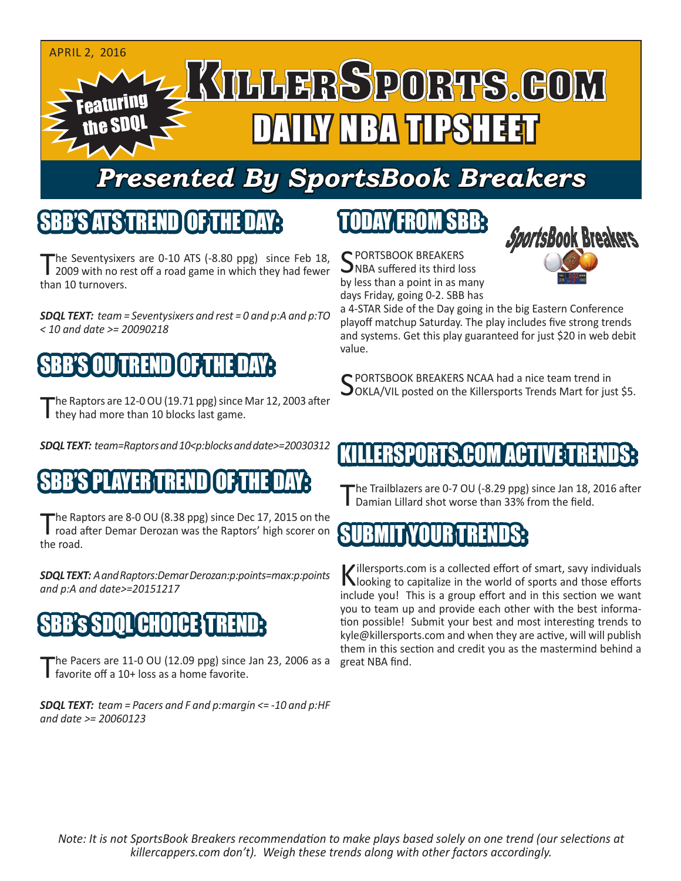APRIL 2, 2016

Featuring the SDQL

# KILLERSPORTS.COM DAILY NBA TIPSHEET

## *Presented By SportsBook Breakers*

## SBB'S ATS TREND OF THE DAY:

The Seventysixers are 0-10 ATS (-8.80 ppg) since Feb 18, 2009 with no rest off a road game in which they had fewer than 10 turnovers.

***SDQL TEXT:*** *team = Seventysixers and rest = 0 and p:A and p:TO < 10 and date >= 20090218*

## SBB'S OU TREND OF THE DAY:

The Raptors are 12-0 OU (19.71 ppg) since Mar 12, 2003 after they had more than 10 blocks last game.

***SDQL TEXT:*** *team=Raptors and 10<p:blocks and date>=20030312*

## SBB'S PLAYER TREND OF THE DAY:

The Raptors are 8-0 OU (8.38 ppg) since Dec 17, 2015 on the road after Demar Derozan was the Raptors' high scorer on the road.

***SDQL TEXT:*** *A and Raptors:Demar Derozan:p:points=max:p:points and p:A and date>=20151217*

## SBB's SDQL CHOICE TREND:

The Pacers are 11-0 OU (12.09 ppg) since Jan 23, 2006 as a favorite off a 10+ loss as a home favorite.

***SDQL TEXT:*** *team = Pacers and F and p:margin <= -10 and p:HF and date >= 20060123*

## TODAY FROM SBB:

SportsBook Breakers

SPORTSBOOK BREAKERS NBA suffered its third loss by less than a point in as many days Friday, going 0-2. SBB has a 4-STAR Side of the Day going in the big Eastern Conference playoff matchup Saturday. The play includes five strong trends and systems. Get this play guaranteed for just $20 in web debit value.

SPORTSBOOK BREAKERS NCAA had a nice team trend in OKLA/VIL posted on the Killersports Trends Mart for just $5.

## KILLERSPORTS.COM ACTIVE TRENDS:

The Trailblazers are 0-7 OU (-8.29 ppg) since Jan 18, 2016 after Damian Lillard shot worse than 33% from the field.

## SUBMIT YOUR TRENDS:

Killersports.com is a collected effort of smart, savy individuals looking to capitalize in the world of sports and those efforts include you! This is a group effort and in this section we want you to team up and provide each other with the best information possible! Submit your best and most interesting trends to kyle@killersports.com and when they are active, will will publish them in this section and credit you as the mastermind behind a great NBA find.

*Note: It is not SportsBook Breakers recommendation to make plays based solely on one trend (our selections at killercappers.com don't). Weigh these trends along with other factors accordingly.*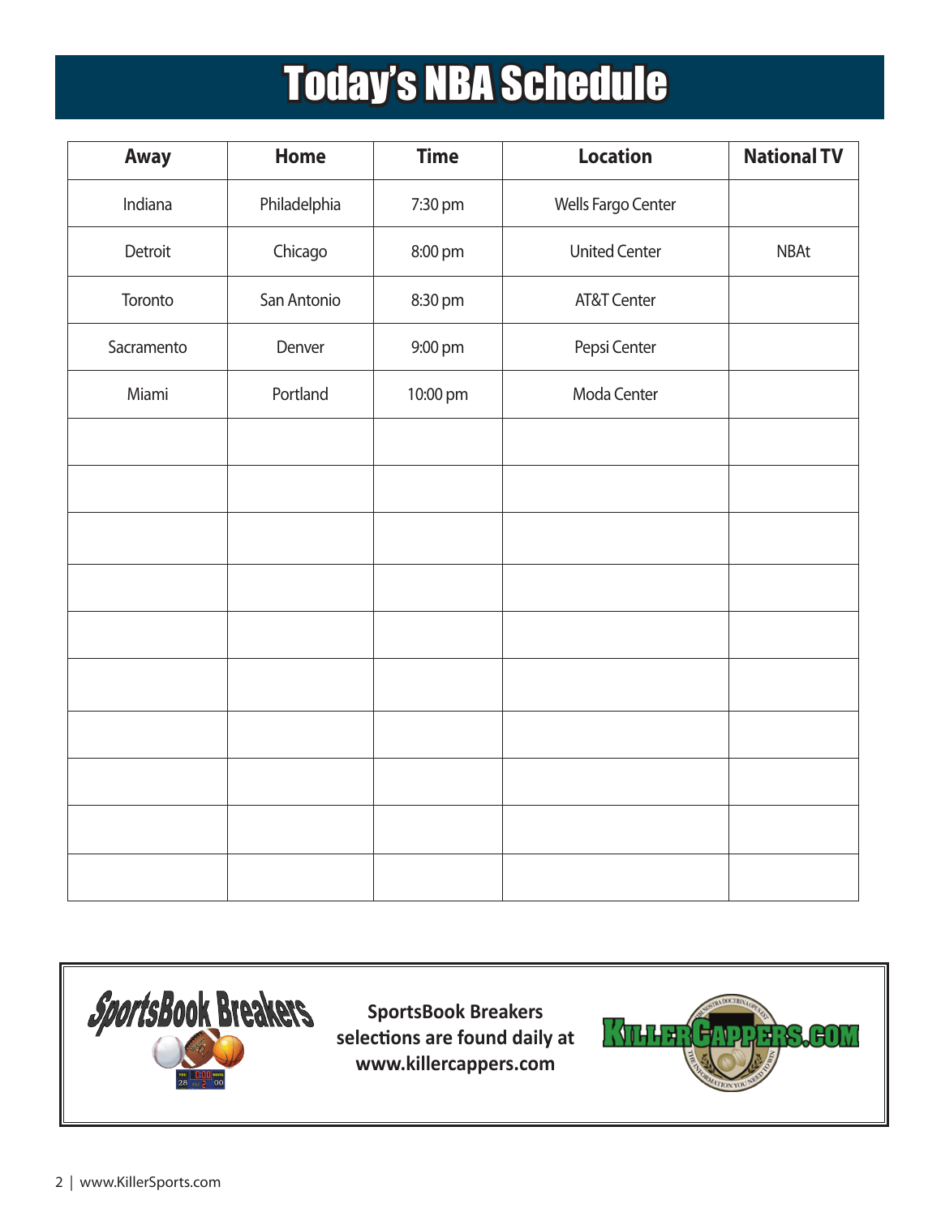# Today's NBA Schedule

| Away | Home | Time | Location | National TV |
|---|---|---|---|---|
| Indiana | Philadelphia | 7:30 pm | Wells Fargo Center | |
| Detroit | Chicago | 8:00 pm | United Center | NBAt |
| Toronto | San Antonio | 8:30 pm | AT&T Center | |
| Sacramento | Denver | 9:00 pm | Pepsi Center | |
| Miami | Portland | 10:00 pm | Moda Center | |
| | | | | |
| | | | | |
| | | | | |
| | | | | |
| | | | | |
| | | | | |
| | | | | |
| | | | | |
| | | | | |
| | | | | |

SportsBook Breakers

**SportsBook Breakers selections are found daily at www.killercappers.com**

KILLERCAPPERS.COM